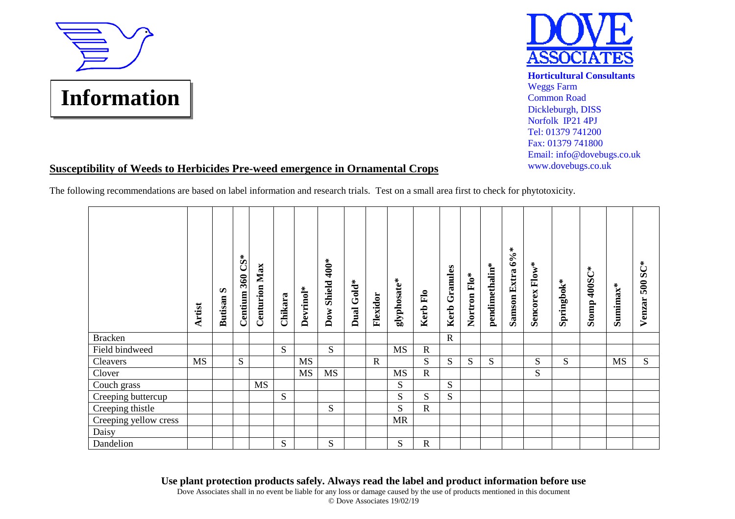# Information

**DOVE ASSOCIATES**

**Horticultural Consultants**
Weggs Farm
Common Road
Dickleburgh, DISS
Norfolk IP21 4PJ
Tel: 01379 741200
Fax: 01379 741800
Email: info@dovebugs.co.uk
www.dovebugs.co.uk

## Susceptibility of Weeds to Herbicides Pre-weed emergence in Ornamental Crops

The following recommendations are based on label information and research trials. Test on a small area first to check for phytotoxicity.

| | Artist | Butisan S | Centium 360 CS* | Centurion Max | Chikara | Devrinol* | Dow Shield 400* | Dual Gold* | Flexidor | glyphosate* | Kerb Flo | Kerb Granules | Nortron Flo* | pendimethalin* | Samson Extra 6%* | Sencorex Flow* | Springbok* | Stomp 400SC* | Sumimax* | Venzar 500 SC* |
|---|---|---|---|---|---|---|---|---|---|---|---|---|---|---|---|---|---|---|---|---|
| Bracken | | | | | | | | | | | | R | | | | | | | | |
| Field bindweed | | | | | S | | S | | | MS | R | | | | | | | | | |
| Cleavers | MS | | S | | | MS | | | R | | S | S | S | S | | S | S | | MS | S |
| Clover | | | | | | MS | MS | | | MS | R | | | | | S | | | | |
| Couch grass | | | | MS | | | | | | S | | S | | | | | | | | |
| Creeping buttercup | | | | | S | | | | | S | S | S | | | | | | | | |
| Creeping thistle | | | | | | | S | | | S | R | | | | | | | | | |
| Creeping yellow cress | | | | | | | | | | MR | | | | | | | | | | |
| Daisy | | | | | | | | | | | | | | | | | | | | |
| Dandelion | | | | | S | | S | | | S | R | | | | | | | | | |

**Use plant protection products safely. Always read the label and product information before use**

Dove Associates shall in no event be liable for any loss or damage caused by the use of products mentioned in this document

© Dove Associates 19/02/19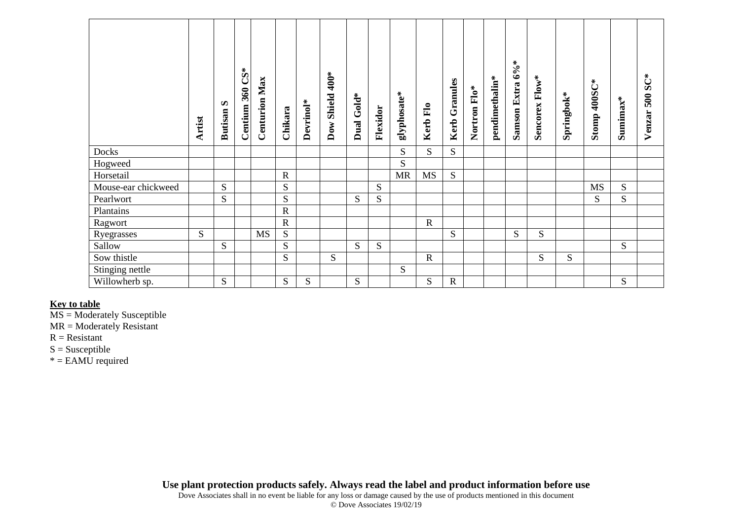| | Artist | Butisan S | Centium 360 CS* | Centurion Max | Chikara | Devrinol* | Dow Shield 400* | Dual Gold* | Flexidor | glyphosate* | Kerb Flo | Kerb Granules | Nortron Flo* | pendimethalin* | Samson Extra 6%* | Sencorex Flow* | Springbok* | Stomp 400SC* | Sumimax* | Venzar 500 SC* |
|---|---|---|---|---|---|---|---|---|---|---|---|---|---|---|---|---|---|---|---|---|
| Docks | | | | | | | | | | S | S | S | | | | | | | | |
| Hogweed | | | | | | | | | | S | | | | | | | | | | |
| Horsetail | | | | | R | | | | | MR | MS | S | | | | | | | | |
| Mouse-ear chickweed | | S | | | S | | | | S | | | | | | | | | MS | S | |
| Pearlwort | | S | | | S | | | S | S | | | | | | | | | S | S | |
| Plantains | | | | | R | | | | | | | | | | | | | | | |
| Ragwort | | | | | R | | | | | | R | | | | | | | | | |
| Ryegrasses | S | | | MS | S | | | | | | | S | | | S | S | | | | |
| Sallow | | S | | | S | | | S | S | | | | | | | | | | S | |
| Sow thistle | | | | | S | | S | | | | R | | | | | S | S | | | |
| Stinging nettle | | | | | | | | | | S | | | | | | | | | | |
| Willowherb sp. | | S | | | S | S | | S | | | S | R | | | | | | | S | |

**Key to table**

MS = Moderately Susceptible
MR = Moderately Resistant
R = Resistant
S = Susceptible
* = EAMU required

**Use plant protection products safely. Always read the label and product information before use**

Dove Associates shall in no event be liable for any loss or damage caused by the use of products mentioned in this document

© Dove Associates 19/02/19